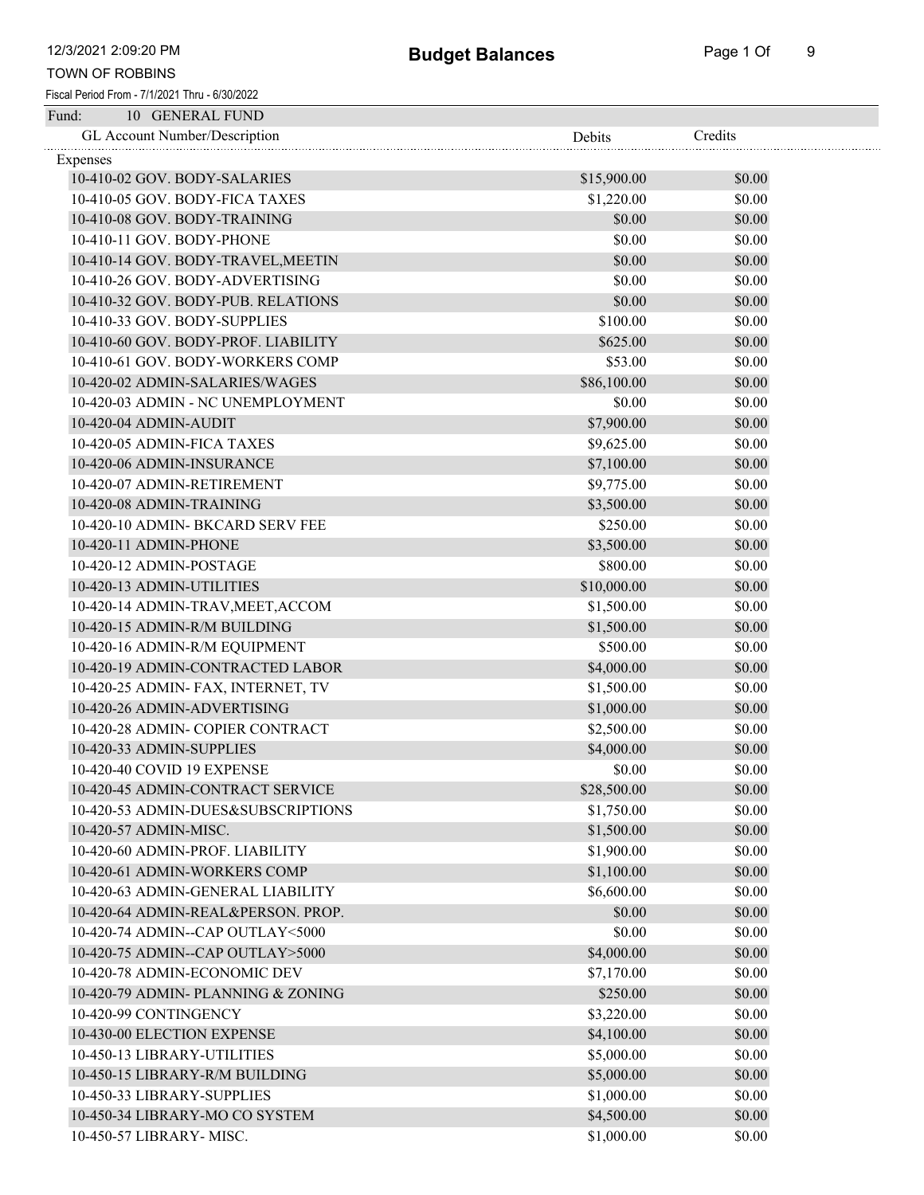# Budget Balances

TOWN OF ROBBINS

Fiscal Period From - 7/1/2021 Thru - 6/30/2022

Fund: 10 GENERAL FUND

| GL Account Number/Description | Debits | Credits |
|---|---|---|
| Expenses | | |
| 10-410-02 GOV. BODY-SALARIES | $15,900.00 | $0.00 |
| 10-410-05 GOV. BODY-FICA TAXES | $1,220.00 | $0.00 |
| 10-410-08 GOV. BODY-TRAINING | $0.00 | $0.00 |
| 10-410-11 GOV. BODY-PHONE | $0.00 | $0.00 |
| 10-410-14 GOV. BODY-TRAVEL,MEETIN | $0.00 | $0.00 |
| 10-410-26 GOV. BODY-ADVERTISING | $0.00 | $0.00 |
| 10-410-32 GOV. BODY-PUB. RELATIONS | $0.00 | $0.00 |
| 10-410-33 GOV. BODY-SUPPLIES | $100.00 | $0.00 |
| 10-410-60 GOV. BODY-PROF. LIABILITY | $625.00 | $0.00 |
| 10-410-61 GOV. BODY-WORKERS COMP | $53.00 | $0.00 |
| 10-420-02 ADMIN-SALARIES/WAGES | $86,100.00 | $0.00 |
| 10-420-03 ADMIN - NC UNEMPLOYMENT | $0.00 | $0.00 |
| 10-420-04 ADMIN-AUDIT | $7,900.00 | $0.00 |
| 10-420-05 ADMIN-FICA TAXES | $9,625.00 | $0.00 |
| 10-420-06 ADMIN-INSURANCE | $7,100.00 | $0.00 |
| 10-420-07 ADMIN-RETIREMENT | $9,775.00 | $0.00 |
| 10-420-08 ADMIN-TRAINING | $3,500.00 | $0.00 |
| 10-420-10 ADMIN- BKCARD SERV FEE | $250.00 | $0.00 |
| 10-420-11 ADMIN-PHONE | $3,500.00 | $0.00 |
| 10-420-12 ADMIN-POSTAGE | $800.00 | $0.00 |
| 10-420-13 ADMIN-UTILITIES | $10,000.00 | $0.00 |
| 10-420-14 ADMIN-TRAV,MEET,ACCOM | $1,500.00 | $0.00 |
| 10-420-15 ADMIN-R/M BUILDING | $1,500.00 | $0.00 |
| 10-420-16 ADMIN-R/M EQUIPMENT | $500.00 | $0.00 |
| 10-420-19 ADMIN-CONTRACTED LABOR | $4,000.00 | $0.00 |
| 10-420-25 ADMIN- FAX, INTERNET, TV | $1,500.00 | $0.00 |
| 10-420-26 ADMIN-ADVERTISING | $1,000.00 | $0.00 |
| 10-420-28 ADMIN- COPIER CONTRACT | $2,500.00 | $0.00 |
| 10-420-33 ADMIN-SUPPLIES | $4,000.00 | $0.00 |
| 10-420-40 COVID 19 EXPENSE | $0.00 | $0.00 |
| 10-420-45 ADMIN-CONTRACT SERVICE | $28,500.00 | $0.00 |
| 10-420-53 ADMIN-DUES&SUBSCRIPTIONS | $1,750.00 | $0.00 |
| 10-420-57 ADMIN-MISC. | $1,500.00 | $0.00 |
| 10-420-60 ADMIN-PROF. LIABILITY | $1,900.00 | $0.00 |
| 10-420-61 ADMIN-WORKERS COMP | $1,100.00 | $0.00 |
| 10-420-63 ADMIN-GENERAL LIABILITY | $6,600.00 | $0.00 |
| 10-420-64 ADMIN-REAL&PERSON. PROP. | $0.00 | $0.00 |
| 10-420-74 ADMIN--CAP OUTLAY<5000 | $0.00 | $0.00 |
| 10-420-75 ADMIN--CAP OUTLAY>5000 | $4,000.00 | $0.00 |
| 10-420-78 ADMIN-ECONOMIC DEV | $7,170.00 | $0.00 |
| 10-420-79 ADMIN- PLANNING & ZONING | $250.00 | $0.00 |
| 10-420-99 CONTINGENCY | $3,220.00 | $0.00 |
| 10-430-00 ELECTION EXPENSE | $4,100.00 | $0.00 |
| 10-450-13 LIBRARY-UTILITIES | $5,000.00 | $0.00 |
| 10-450-15 LIBRARY-R/M BUILDING | $5,000.00 | $0.00 |
| 10-450-33 LIBRARY-SUPPLIES | $1,000.00 | $0.00 |
| 10-450-34 LIBRARY-MO CO SYSTEM | $4,500.00 | $0.00 |
| 10-450-57 LIBRARY- MISC. | $1,000.00 | $0.00 |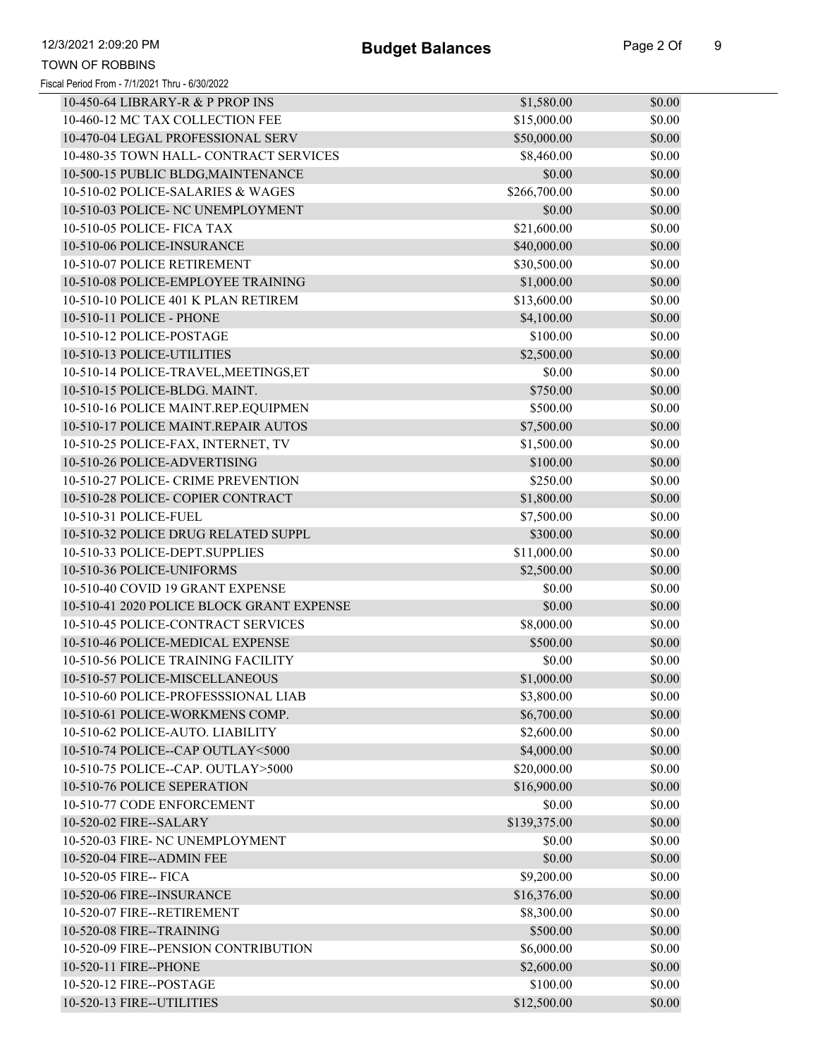| Account | Budget | Balance |
|---|---|---|
| 10-450-64 LIBRARY-R & P PROP INS | $1,580.00 | $0.00 |
| 10-460-12 MC TAX COLLECTION FEE | $15,000.00 | $0.00 |
| 10-470-04 LEGAL PROFESSIONAL SERV | $50,000.00 | $0.00 |
| 10-480-35 TOWN HALL- CONTRACT SERVICES | $8,460.00 | $0.00 |
| 10-500-15 PUBLIC BLDG,MAINTENANCE | $0.00 | $0.00 |
| 10-510-02 POLICE-SALARIES & WAGES | $266,700.00 | $0.00 |
| 10-510-03 POLICE- NC UNEMPLOYMENT | $0.00 | $0.00 |
| 10-510-05 POLICE- FICA TAX | $21,600.00 | $0.00 |
| 10-510-06 POLICE-INSURANCE | $40,000.00 | $0.00 |
| 10-510-07 POLICE RETIREMENT | $30,500.00 | $0.00 |
| 10-510-08 POLICE-EMPLOYEE TRAINING | $1,000.00 | $0.00 |
| 10-510-10 POLICE 401 K PLAN RETIREM | $13,600.00 | $0.00 |
| 10-510-11 POLICE - PHONE | $4,100.00 | $0.00 |
| 10-510-12 POLICE-POSTAGE | $100.00 | $0.00 |
| 10-510-13 POLICE-UTILITIES | $2,500.00 | $0.00 |
| 10-510-14 POLICE-TRAVEL,MEETINGS,ET | $0.00 | $0.00 |
| 10-510-15 POLICE-BLDG. MAINT. | $750.00 | $0.00 |
| 10-510-16 POLICE MAINT.REP.EQUIPMEN | $500.00 | $0.00 |
| 10-510-17 POLICE MAINT.REPAIR AUTOS | $7,500.00 | $0.00 |
| 10-510-25 POLICE-FAX, INTERNET, TV | $1,500.00 | $0.00 |
| 10-510-26 POLICE-ADVERTISING | $100.00 | $0.00 |
| 10-510-27 POLICE- CRIME PREVENTION | $250.00 | $0.00 |
| 10-510-28 POLICE- COPIER CONTRACT | $1,800.00 | $0.00 |
| 10-510-31 POLICE-FUEL | $7,500.00 | $0.00 |
| 10-510-32 POLICE DRUG RELATED SUPPL | $300.00 | $0.00 |
| 10-510-33 POLICE-DEPT.SUPPLIES | $11,000.00 | $0.00 |
| 10-510-36 POLICE-UNIFORMS | $2,500.00 | $0.00 |
| 10-510-40 COVID 19 GRANT EXPENSE | $0.00 | $0.00 |
| 10-510-41 2020 POLICE BLOCK GRANT EXPENSE | $0.00 | $0.00 |
| 10-510-45 POLICE-CONTRACT SERVICES | $8,000.00 | $0.00 |
| 10-510-46 POLICE-MEDICAL EXPENSE | $500.00 | $0.00 |
| 10-510-56 POLICE TRAINING FACILITY | $0.00 | $0.00 |
| 10-510-57 POLICE-MISCELLANEOUS | $1,000.00 | $0.00 |
| 10-510-60 POLICE-PROFESSSIONAL LIAB | $3,800.00 | $0.00 |
| 10-510-61 POLICE-WORKMENS COMP. | $6,700.00 | $0.00 |
| 10-510-62 POLICE-AUTO. LIABILITY | $2,600.00 | $0.00 |
| 10-510-74 POLICE--CAP OUTLAY<5000 | $4,000.00 | $0.00 |
| 10-510-75 POLICE--CAP. OUTLAY>5000 | $20,000.00 | $0.00 |
| 10-510-76 POLICE SEPERATION | $16,900.00 | $0.00 |
| 10-510-77 CODE ENFORCEMENT | $0.00 | $0.00 |
| 10-520-02 FIRE--SALARY | $139,375.00 | $0.00 |
| 10-520-03 FIRE- NC UNEMPLOYMENT | $0.00 | $0.00 |
| 10-520-04 FIRE--ADMIN FEE | $0.00 | $0.00 |
| 10-520-05 FIRE-- FICA | $9,200.00 | $0.00 |
| 10-520-06 FIRE--INSURANCE | $16,376.00 | $0.00 |
| 10-520-07 FIRE--RETIREMENT | $8,300.00 | $0.00 |
| 10-520-08 FIRE--TRAINING | $500.00 | $0.00 |
| 10-520-09 FIRE--PENSION CONTRIBUTION | $6,000.00 | $0.00 |
| 10-520-11 FIRE--PHONE | $2,600.00 | $0.00 |
| 10-520-12 FIRE--POSTAGE | $100.00 | $0.00 |
| 10-520-13 FIRE--UTILITIES | $12,500.00 | $0.00 |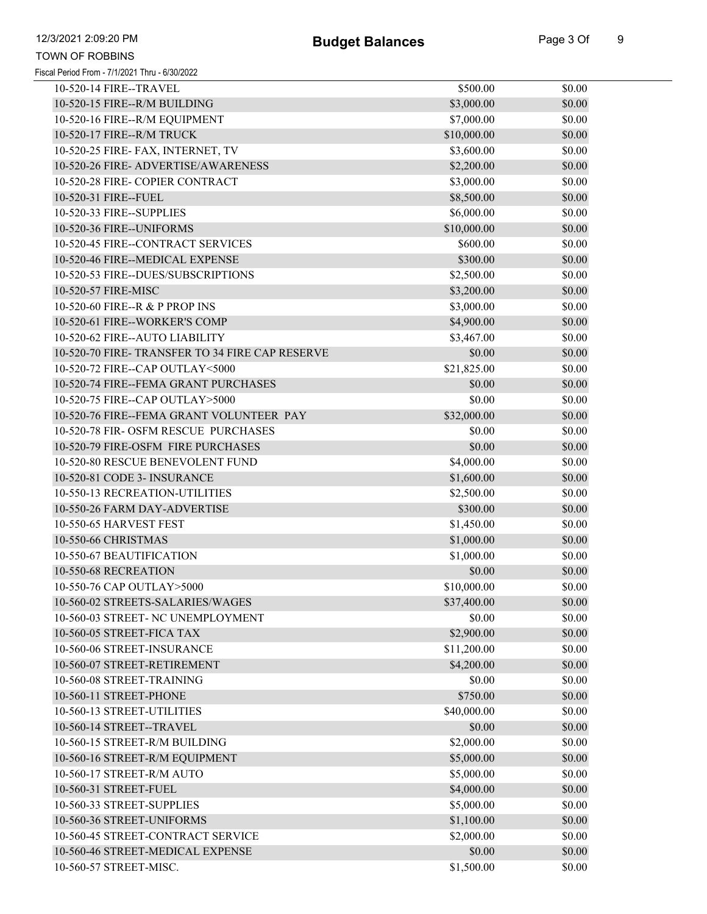| Account | Budget | Balance |
|---|---|---|
| 10-520-14 FIRE--TRAVEL | $500.00 | $0.00 |
| 10-520-15 FIRE--R/M BUILDING | $3,000.00 | $0.00 |
| 10-520-16 FIRE--R/M EQUIPMENT | $7,000.00 | $0.00 |
| 10-520-17 FIRE--R/M TRUCK | $10,000.00 | $0.00 |
| 10-520-25 FIRE- FAX, INTERNET, TV | $3,600.00 | $0.00 |
| 10-520-26 FIRE- ADVERTISE/AWARENESS | $2,200.00 | $0.00 |
| 10-520-28 FIRE- COPIER CONTRACT | $3,000.00 | $0.00 |
| 10-520-31 FIRE--FUEL | $8,500.00 | $0.00 |
| 10-520-33 FIRE--SUPPLIES | $6,000.00 | $0.00 |
| 10-520-36 FIRE--UNIFORMS | $10,000.00 | $0.00 |
| 10-520-45 FIRE--CONTRACT SERVICES | $600.00 | $0.00 |
| 10-520-46 FIRE--MEDICAL EXPENSE | $300.00 | $0.00 |
| 10-520-53 FIRE--DUES/SUBSCRIPTIONS | $2,500.00 | $0.00 |
| 10-520-57 FIRE-MISC | $3,200.00 | $0.00 |
| 10-520-60 FIRE--R & P PROP INS | $3,000.00 | $0.00 |
| 10-520-61 FIRE--WORKER'S COMP | $4,900.00 | $0.00 |
| 10-520-62 FIRE--AUTO LIABILITY | $3,467.00 | $0.00 |
| 10-520-70 FIRE- TRANSFER TO 34 FIRE CAP RESERVE | $0.00 | $0.00 |
| 10-520-72 FIRE--CAP OUTLAY<5000 | $21,825.00 | $0.00 |
| 10-520-74 FIRE--FEMA GRANT PURCHASES | $0.00 | $0.00 |
| 10-520-75 FIRE--CAP OUTLAY>5000 | $0.00 | $0.00 |
| 10-520-76 FIRE--FEMA GRANT VOLUNTEER PAY | $32,000.00 | $0.00 |
| 10-520-78 FIR- OSFM RESCUE PURCHASES | $0.00 | $0.00 |
| 10-520-79 FIRE-OSFM FIRE PURCHASES | $0.00 | $0.00 |
| 10-520-80 RESCUE BENEVOLENT FUND | $4,000.00 | $0.00 |
| 10-520-81 CODE 3- INSURANCE | $1,600.00 | $0.00 |
| 10-550-13 RECREATION-UTILITIES | $2,500.00 | $0.00 |
| 10-550-26 FARM DAY-ADVERTISE | $300.00 | $0.00 |
| 10-550-65 HARVEST FEST | $1,450.00 | $0.00 |
| 10-550-66 CHRISTMAS | $1,000.00 | $0.00 |
| 10-550-67 BEAUTIFICATION | $1,000.00 | $0.00 |
| 10-550-68 RECREATION | $0.00 | $0.00 |
| 10-550-76 CAP OUTLAY>5000 | $10,000.00 | $0.00 |
| 10-560-02 STREETS-SALARIES/WAGES | $37,400.00 | $0.00 |
| 10-560-03 STREET- NC UNEMPLOYMENT | $0.00 | $0.00 |
| 10-560-05 STREET-FICA TAX | $2,900.00 | $0.00 |
| 10-560-06 STREET-INSURANCE | $11,200.00 | $0.00 |
| 10-560-07 STREET-RETIREMENT | $4,200.00 | $0.00 |
| 10-560-08 STREET-TRAINING | $0.00 | $0.00 |
| 10-560-11 STREET-PHONE | $750.00 | $0.00 |
| 10-560-13 STREET-UTILITIES | $40,000.00 | $0.00 |
| 10-560-14 STREET--TRAVEL | $0.00 | $0.00 |
| 10-560-15 STREET-R/M BUILDING | $2,000.00 | $0.00 |
| 10-560-16 STREET-R/M EQUIPMENT | $5,000.00 | $0.00 |
| 10-560-17 STREET-R/M AUTO | $5,000.00 | $0.00 |
| 10-560-31 STREET-FUEL | $4,000.00 | $0.00 |
| 10-560-33 STREET-SUPPLIES | $5,000.00 | $0.00 |
| 10-560-36 STREET-UNIFORMS | $1,100.00 | $0.00 |
| 10-560-45 STREET-CONTRACT SERVICE | $2,000.00 | $0.00 |
| 10-560-46 STREET-MEDICAL EXPENSE | $0.00 | $0.00 |
| 10-560-57 STREET-MISC. | $1,500.00 | $0.00 |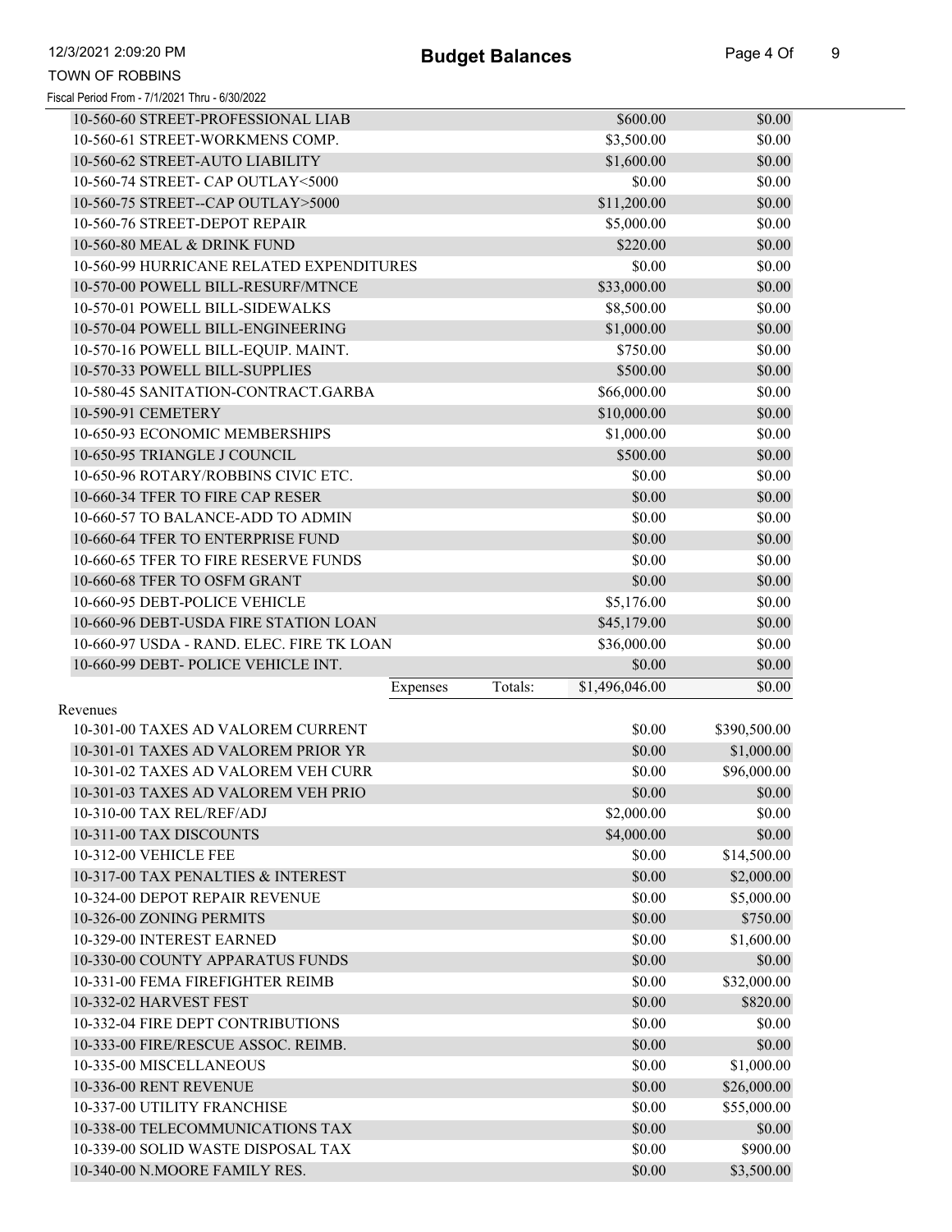| Account | | | | |
|---|---|---|---|---|
| 10-560-60 STREET-PROFESSIONAL LIAB | | | $600.00 | $0.00 |
| 10-560-61 STREET-WORKMENS COMP. | | | $3,500.00 | $0.00 |
| 10-560-62 STREET-AUTO LIABILITY | | | $1,600.00 | $0.00 |
| 10-560-74 STREET- CAP OUTLAY<5000 | | | $0.00 | $0.00 |
| 10-560-75 STREET--CAP OUTLAY>5000 | | | $11,200.00 | $0.00 |
| 10-560-76 STREET-DEPOT REPAIR | | | $5,000.00 | $0.00 |
| 10-560-80 MEAL & DRINK FUND | | | $220.00 | $0.00 |
| 10-560-99 HURRICANE RELATED EXPENDITURES | | | $0.00 | $0.00 |
| 10-570-00 POWELL BILL-RESURF/MTNCE | | | $33,000.00 | $0.00 |
| 10-570-01 POWELL BILL-SIDEWALKS | | | $8,500.00 | $0.00 |
| 10-570-04 POWELL BILL-ENGINEERING | | | $1,000.00 | $0.00 |
| 10-570-16 POWELL BILL-EQUIP. MAINT. | | | $750.00 | $0.00 |
| 10-570-33 POWELL BILL-SUPPLIES | | | $500.00 | $0.00 |
| 10-580-45 SANITATION-CONTRACT.GARBA | | | $66,000.00 | $0.00 |
| 10-590-91 CEMETERY | | | $10,000.00 | $0.00 |
| 10-650-93 ECONOMIC MEMBERSHIPS | | | $1,000.00 | $0.00 |
| 10-650-95 TRIANGLE J COUNCIL | | | $500.00 | $0.00 |
| 10-650-96 ROTARY/ROBBINS CIVIC ETC. | | | $0.00 | $0.00 |
| 10-660-34 TFER TO FIRE CAP RESER | | | $0.00 | $0.00 |
| 10-660-57 TO BALANCE-ADD TO ADMIN | | | $0.00 | $0.00 |
| 10-660-64 TFER TO ENTERPRISE FUND | | | $0.00 | $0.00 |
| 10-660-65 TFER TO FIRE RESERVE FUNDS | | | $0.00 | $0.00 |
| 10-660-68 TFER TO OSFM GRANT | | | $0.00 | $0.00 |
| 10-660-95 DEBT-POLICE VEHICLE | | | $5,176.00 | $0.00 |
| 10-660-96 DEBT-USDA FIRE STATION LOAN | | | $45,179.00 | $0.00 |
| 10-660-97 USDA - RAND. ELEC. FIRE TK LOAN | | | $36,000.00 | $0.00 |
| 10-660-99 DEBT- POLICE VEHICLE INT. | | | $0.00 | $0.00 |
| | Expenses | Totals: | $1,496,046.00 | $0.00 |

Revenues

| Account | | |
|---|---|---|
| 10-301-00 TAXES AD VALOREM CURRENT | $0.00 | $390,500.00 |
| 10-301-01 TAXES AD VALOREM PRIOR YR | $0.00 | $1,000.00 |
| 10-301-02 TAXES AD VALOREM VEH CURR | $0.00 | $96,000.00 |
| 10-301-03 TAXES AD VALOREM VEH PRIO | $0.00 | $0.00 |
| 10-310-00 TAX REL/REF/ADJ | $2,000.00 | $0.00 |
| 10-311-00 TAX DISCOUNTS | $4,000.00 | $0.00 |
| 10-312-00 VEHICLE FEE | $0.00 | $14,500.00 |
| 10-317-00 TAX PENALTIES & INTEREST | $0.00 | $2,000.00 |
| 10-324-00 DEPOT REPAIR REVENUE | $0.00 | $5,000.00 |
| 10-326-00 ZONING PERMITS | $0.00 | $750.00 |
| 10-329-00 INTEREST EARNED | $0.00 | $1,600.00 |
| 10-330-00 COUNTY APPARATUS FUNDS | $0.00 | $0.00 |
| 10-331-00 FEMA FIREFIGHTER REIMB | $0.00 | $32,000.00 |
| 10-332-02 HARVEST FEST | $0.00 | $820.00 |
| 10-332-04 FIRE DEPT CONTRIBUTIONS | $0.00 | $0.00 |
| 10-333-00 FIRE/RESCUE ASSOC. REIMB. | $0.00 | $0.00 |
| 10-335-00 MISCELLANEOUS | $0.00 | $1,000.00 |
| 10-336-00 RENT REVENUE | $0.00 | $26,000.00 |
| 10-337-00 UTILITY FRANCHISE | $0.00 | $55,000.00 |
| 10-338-00 TELECOMMUNICATIONS TAX | $0.00 | $0.00 |
| 10-339-00 SOLID WASTE DISPOSAL TAX | $0.00 | $900.00 |
| 10-340-00 N.MOORE FAMILY RES. | $0.00 | $3,500.00 |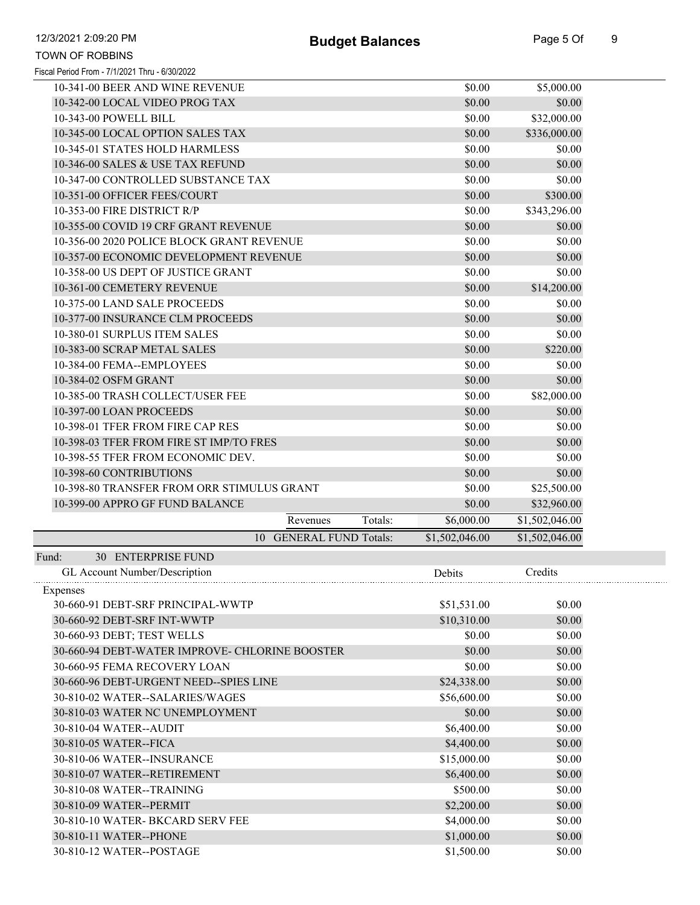| GL Account Number/Description | | | Debits | Credits |
|---|---|---|---|---|
| 10-341-00 BEER AND WINE REVENUE | | | $0.00 | $5,000.00 |
| 10-342-00 LOCAL VIDEO PROG TAX | | | $0.00 | $0.00 |
| 10-343-00 POWELL BILL | | | $0.00 | $32,000.00 |
| 10-345-00 LOCAL OPTION SALES TAX | | | $0.00 | $336,000.00 |
| 10-345-01 STATES HOLD HARMLESS | | | $0.00 | $0.00 |
| 10-346-00 SALES & USE TAX REFUND | | | $0.00 | $0.00 |
| 10-347-00 CONTROLLED SUBSTANCE TAX | | | $0.00 | $0.00 |
| 10-351-00 OFFICER FEES/COURT | | | $0.00 | $300.00 |
| 10-353-00 FIRE DISTRICT R/P | | | $0.00 | $343,296.00 |
| 10-355-00 COVID 19 CRF GRANT REVENUE | | | $0.00 | $0.00 |
| 10-356-00 2020 POLICE BLOCK GRANT REVENUE | | | $0.00 | $0.00 |
| 10-357-00 ECONOMIC DEVELOPMENT REVENUE | | | $0.00 | $0.00 |
| 10-358-00 US DEPT OF JUSTICE GRANT | | | $0.00 | $0.00 |
| 10-361-00 CEMETERY REVENUE | | | $0.00 | $14,200.00 |
| 10-375-00 LAND SALE PROCEEDS | | | $0.00 | $0.00 |
| 10-377-00 INSURANCE CLM PROCEEDS | | | $0.00 | $0.00 |
| 10-380-01 SURPLUS ITEM SALES | | | $0.00 | $0.00 |
| 10-383-00 SCRAP METAL SALES | | | $0.00 | $220.00 |
| 10-384-00 FEMA--EMPLOYEES | | | $0.00 | $0.00 |
| 10-384-02 OSFM GRANT | | | $0.00 | $0.00 |
| 10-385-00 TRASH COLLECT/USER FEE | | | $0.00 | $82,000.00 |
| 10-397-00 LOAN PROCEEDS | | | $0.00 | $0.00 |
| 10-398-01 TFER FROM FIRE CAP RES | | | $0.00 | $0.00 |
| 10-398-03 TFER FROM FIRE ST IMP/TO FRES | | | $0.00 | $0.00 |
| 10-398-55 TFER FROM ECONOMIC DEV. | | | $0.00 | $0.00 |
| 10-398-60 CONTRIBUTIONS | | | $0.00 | $0.00 |
| 10-398-80 TRANSFER FROM ORR STIMULUS GRANT | | | $0.00 | $25,500.00 |
| 10-399-00 APPRO GF FUND BALANCE | | | $0.00 | $32,960.00 |
| | Revenues | Totals: | $6,000.00 | $1,502,046.00 |
| | 10 GENERAL FUND | Totals: | $1,502,046.00 | $1,502,046.00 |

Fund: 30 ENTERPRISE FUND

| GL Account Number/Description | Debits | Credits |
|---|---|---|
| **Expenses** | | |
| 30-660-91 DEBT-SRF PRINCIPAL-WWTP | $51,531.00 | $0.00 |
| 30-660-92 DEBT-SRF INT-WWTP | $10,310.00 | $0.00 |
| 30-660-93 DEBT; TEST WELLS | $0.00 | $0.00 |
| 30-660-94 DEBT-WATER IMPROVE- CHLORINE BOOSTER | $0.00 | $0.00 |
| 30-660-95 FEMA RECOVERY LOAN | $0.00 | $0.00 |
| 30-660-96 DEBT-URGENT NEED--SPIES LINE | $24,338.00 | $0.00 |
| 30-810-02 WATER--SALARIES/WAGES | $56,600.00 | $0.00 |
| 30-810-03 WATER NC UNEMPLOYMENT | $0.00 | $0.00 |
| 30-810-04 WATER--AUDIT | $6,400.00 | $0.00 |
| 30-810-05 WATER--FICA | $4,400.00 | $0.00 |
| 30-810-06 WATER--INSURANCE | $15,000.00 | $0.00 |
| 30-810-07 WATER--RETIREMENT | $6,400.00 | $0.00 |
| 30-810-08 WATER--TRAINING | $500.00 | $0.00 |
| 30-810-09 WATER--PERMIT | $2,200.00 | $0.00 |
| 30-810-10 WATER- BKCARD SERV FEE | $4,000.00 | $0.00 |
| 30-810-11 WATER--PHONE | $1,000.00 | $0.00 |
| 30-810-12 WATER--POSTAGE | $1,500.00 | $0.00 |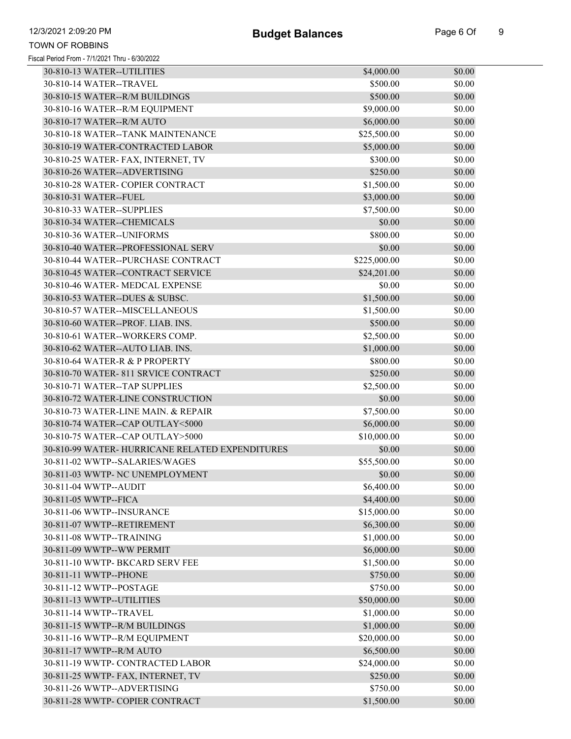| Account | Budget | Balance |
|---|---|---|
| 30-810-13 WATER--UTILITIES | $4,000.00 | $0.00 |
| 30-810-14 WATER--TRAVEL | $500.00 | $0.00 |
| 30-810-15 WATER--R/M BUILDINGS | $500.00 | $0.00 |
| 30-810-16 WATER--R/M EQUIPMENT | $9,000.00 | $0.00 |
| 30-810-17 WATER--R/M AUTO | $6,000.00 | $0.00 |
| 30-810-18 WATER--TANK MAINTENANCE | $25,500.00 | $0.00 |
| 30-810-19 WATER-CONTRACTED LABOR | $5,000.00 | $0.00 |
| 30-810-25 WATER- FAX, INTERNET, TV | $300.00 | $0.00 |
| 30-810-26 WATER--ADVERTISING | $250.00 | $0.00 |
| 30-810-28 WATER- COPIER CONTRACT | $1,500.00 | $0.00 |
| 30-810-31 WATER--FUEL | $3,000.00 | $0.00 |
| 30-810-33 WATER--SUPPLIES | $7,500.00 | $0.00 |
| 30-810-34 WATER--CHEMICALS | $0.00 | $0.00 |
| 30-810-36 WATER--UNIFORMS | $800.00 | $0.00 |
| 30-810-40 WATER--PROFESSIONAL SERV | $0.00 | $0.00 |
| 30-810-44 WATER--PURCHASE CONTRACT | $225,000.00 | $0.00 |
| 30-810-45 WATER--CONTRACT SERVICE | $24,201.00 | $0.00 |
| 30-810-46 WATER- MEDCAL EXPENSE | $0.00 | $0.00 |
| 30-810-53 WATER--DUES & SUBSC. | $1,500.00 | $0.00 |
| 30-810-57 WATER--MISCELLANEOUS | $1,500.00 | $0.00 |
| 30-810-60 WATER--PROF. LIAB. INS. | $500.00 | $0.00 |
| 30-810-61 WATER--WORKERS COMP. | $2,500.00 | $0.00 |
| 30-810-62 WATER--AUTO LIAB. INS. | $1,000.00 | $0.00 |
| 30-810-64 WATER-R & P PROPERTY | $800.00 | $0.00 |
| 30-810-70 WATER- 811 SRVICE CONTRACT | $250.00 | $0.00 |
| 30-810-71 WATER--TAP SUPPLIES | $2,500.00 | $0.00 |
| 30-810-72 WATER-LINE CONSTRUCTION | $0.00 | $0.00 |
| 30-810-73 WATER-LINE MAIN. & REPAIR | $7,500.00 | $0.00 |
| 30-810-74 WATER--CAP OUTLAY<5000 | $6,000.00 | $0.00 |
| 30-810-75 WATER--CAP OUTLAY>5000 | $10,000.00 | $0.00 |
| 30-810-99 WATER- HURRICANE RELATED EXPENDITURES | $0.00 | $0.00 |
| 30-811-02 WWTP--SALARIES/WAGES | $55,500.00 | $0.00 |
| 30-811-03 WWTP- NC UNEMPLOYMENT | $0.00 | $0.00 |
| 30-811-04 WWTP--AUDIT | $6,400.00 | $0.00 |
| 30-811-05 WWTP--FICA | $4,400.00 | $0.00 |
| 30-811-06 WWTP--INSURANCE | $15,000.00 | $0.00 |
| 30-811-07 WWTP--RETIREMENT | $6,300.00 | $0.00 |
| 30-811-08 WWTP--TRAINING | $1,000.00 | $0.00 |
| 30-811-09 WWTP--WW PERMIT | $6,000.00 | $0.00 |
| 30-811-10 WWTP- BKCARD SERV FEE | $1,500.00 | $0.00 |
| 30-811-11 WWTP--PHONE | $750.00 | $0.00 |
| 30-811-12 WWTP--POSTAGE | $750.00 | $0.00 |
| 30-811-13 WWTP--UTILITIES | $50,000.00 | $0.00 |
| 30-811-14 WWTP--TRAVEL | $1,000.00 | $0.00 |
| 30-811-15 WWTP--R/M BUILDINGS | $1,000.00 | $0.00 |
| 30-811-16 WWTP--R/M EQUIPMENT | $20,000.00 | $0.00 |
| 30-811-17 WWTP--R/M AUTO | $6,500.00 | $0.00 |
| 30-811-19 WWTP- CONTRACTED LABOR | $24,000.00 | $0.00 |
| 30-811-25 WWTP- FAX, INTERNET, TV | $250.00 | $0.00 |
| 30-811-26 WWTP--ADVERTISING | $750.00 | $0.00 |
| 30-811-28 WWTP- COPIER CONTRACT | $1,500.00 | $0.00 |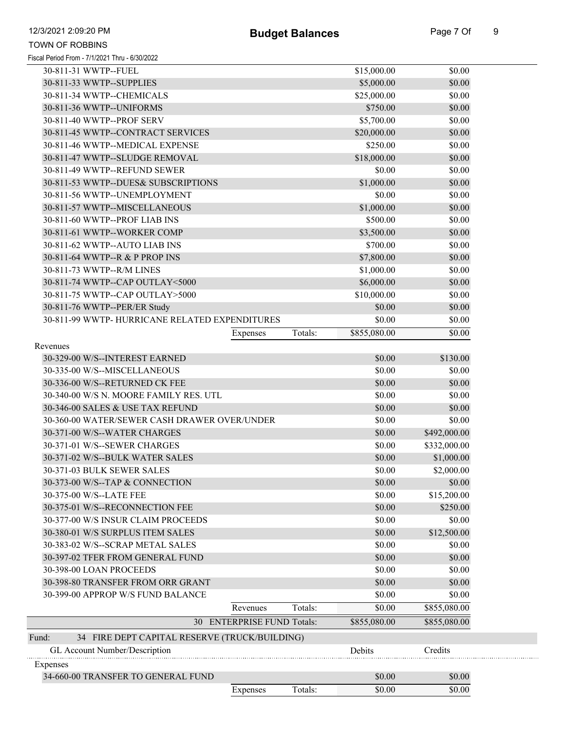| GL Account Number/Description | | | Debits | Credits |
|---|---|---|---|---|
| 30-811-31 WWTP--FUEL | | | $15,000.00 | $0.00 |
| 30-811-33 WWTP--SUPPLIES | | | $5,000.00 | $0.00 |
| 30-811-34 WWTP--CHEMICALS | | | $25,000.00 | $0.00 |
| 30-811-36 WWTP--UNIFORMS | | | $750.00 | $0.00 |
| 30-811-40 WWTP--PROF SERV | | | $5,700.00 | $0.00 |
| 30-811-45 WWTP--CONTRACT SERVICES | | | $20,000.00 | $0.00 |
| 30-811-46 WWTP--MEDICAL EXPENSE | | | $250.00 | $0.00 |
| 30-811-47 WWTP--SLUDGE REMOVAL | | | $18,000.00 | $0.00 |
| 30-811-49 WWTP--REFUND SEWER | | | $0.00 | $0.00 |
| 30-811-53 WWTP--DUES& SUBSCRIPTIONS | | | $1,000.00 | $0.00 |
| 30-811-56 WWTP--UNEMPLOYMENT | | | $0.00 | $0.00 |
| 30-811-57 WWTP--MISCELLANEOUS | | | $1,000.00 | $0.00 |
| 30-811-60 WWTP--PROF LIAB INS | | | $500.00 | $0.00 |
| 30-811-61 WWTP--WORKER COMP | | | $3,500.00 | $0.00 |
| 30-811-62 WWTP--AUTO LIAB INS | | | $700.00 | $0.00 |
| 30-811-64 WWTP--R & P PROP INS | | | $7,800.00 | $0.00 |
| 30-811-73 WWTP--R/M LINES | | | $1,000.00 | $0.00 |
| 30-811-74 WWTP--CAP OUTLAY<5000 | | | $6,000.00 | $0.00 |
| 30-811-75 WWTP--CAP OUTLAY>5000 | | | $10,000.00 | $0.00 |
| 30-811-76 WWTP--PER/ER Study | | | $0.00 | $0.00 |
| 30-811-99 WWTP- HURRICANE RELATED EXPENDITURES | | | $0.00 | $0.00 |
| | Expenses | Totals: | $855,080.00 | $0.00 |
| **Revenues** | | | | |
| 30-329-00 W/S--INTEREST EARNED | | | $0.00 | $130.00 |
| 30-335-00 W/S--MISCELLANEOUS | | | $0.00 | $0.00 |
| 30-336-00 W/S--RETURNED CK FEE | | | $0.00 | $0.00 |
| 30-340-00 W/S N. MOORE FAMILY RES. UTL | | | $0.00 | $0.00 |
| 30-346-00 SALES & USE TAX REFUND | | | $0.00 | $0.00 |
| 30-360-00 WATER/SEWER CASH DRAWER OVER/UNDER | | | $0.00 | $0.00 |
| 30-371-00 W/S--WATER CHARGES | | | $0.00 | $492,000.00 |
| 30-371-01 W/S--SEWER CHARGES | | | $0.00 | $332,000.00 |
| 30-371-02 W/S--BULK WATER SALES | | | $0.00 | $1,000.00 |
| 30-371-03 BULK SEWER SALES | | | $0.00 | $2,000.00 |
| 30-373-00 W/S--TAP & CONNECTION | | | $0.00 | $0.00 |
| 30-375-00 W/S--LATE FEE | | | $0.00 | $15,200.00 |
| 30-375-01 W/S--RECONNECTION FEE | | | $0.00 | $250.00 |
| 30-377-00 W/S INSUR CLAIM PROCEEDS | | | $0.00 | $0.00 |
| 30-380-01 W/S SURPLUS ITEM SALES | | | $0.00 | $12,500.00 |
| 30-383-02 W/S--SCRAP METAL SALES | | | $0.00 | $0.00 |
| 30-397-02 TFER FROM GENERAL FUND | | | $0.00 | $0.00 |
| 30-398-00 LOAN PROCEEDS | | | $0.00 | $0.00 |
| 30-398-80 TRANSFER FROM ORR GRANT | | | $0.00 | $0.00 |
| 30-399-00 APPROP W/S FUND BALANCE | | | $0.00 | $0.00 |
| | Revenues | Totals: | $0.00 | $855,080.00 |
| | 30 ENTERPRISE FUND Totals: | | $855,080.00 | $855,080.00 |

Fund: 34 FIRE DEPT CAPITAL RESERVE (TRUCK/BUILDING)

| GL Account Number/Description | | | Debits | Credits |
|---|---|---|---|---|
| **Expenses** | | | | |
| 34-660-00 TRANSFER TO GENERAL FUND | | | $0.00 | $0.00 |
| | Expenses | Totals: | $0.00 | $0.00 |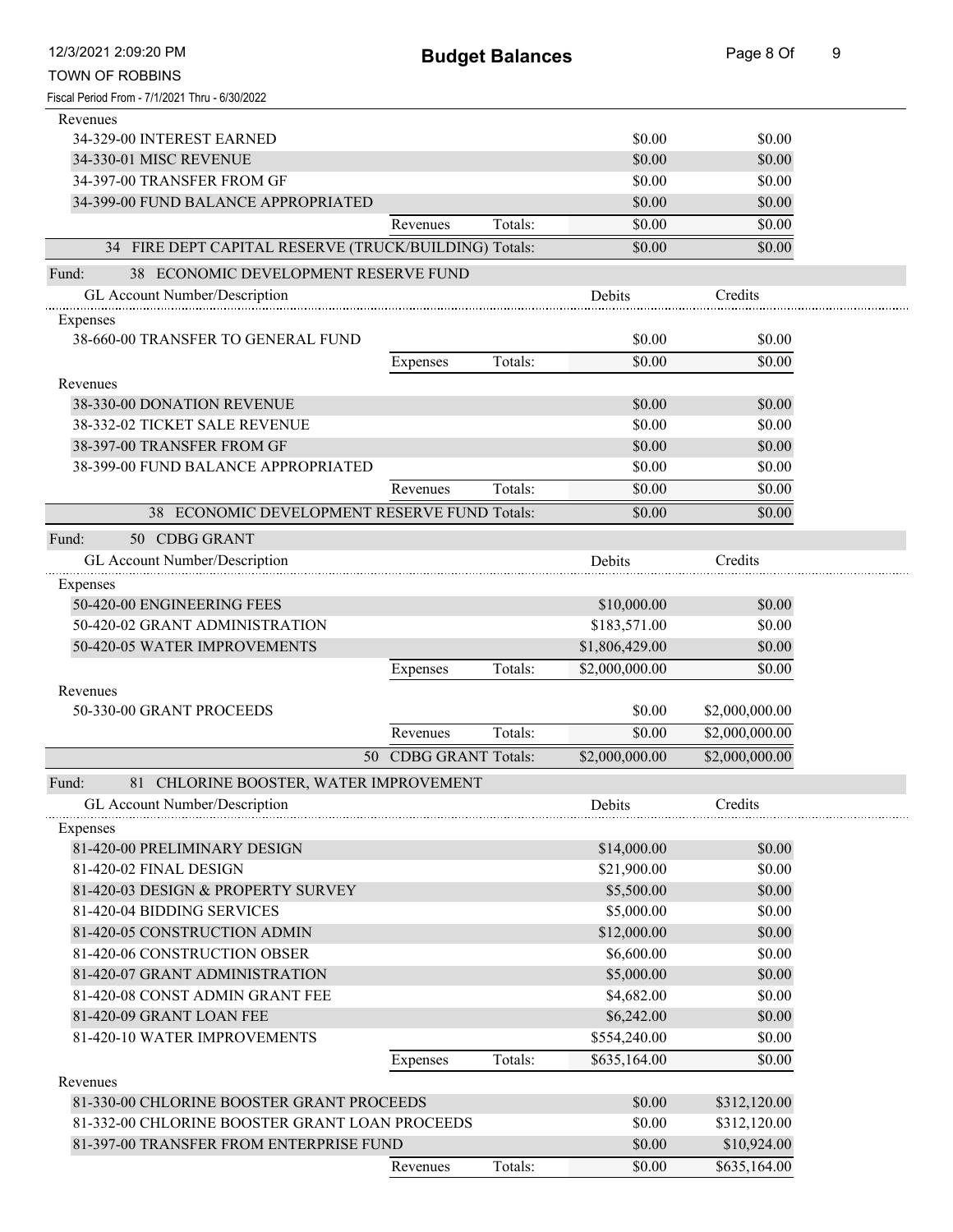| GL Account Number/Description | | | Debits | Credits |
|---|---|---|---|---|
| Revenues | | | | |
| 34-329-00 INTEREST EARNED | | | $0.00 | $0.00 |
| 34-330-01 MISC REVENUE | | | $0.00 | $0.00 |
| 34-397-00 TRANSFER FROM GF | | | $0.00 | $0.00 |
| 34-399-00 FUND BALANCE APPROPRIATED | | | $0.00 | $0.00 |
| | Revenues | Totals: | $0.00 | $0.00 |
| 34 FIRE DEPT CAPITAL RESERVE (TRUCK/BUILDING) Totals: | | | $0.00 | $0.00 |

**Fund: 38 ECONOMIC DEVELOPMENT RESERVE FUND**

| GL Account Number/Description | | | Debits | Credits |
|---|---|---|---|---|
| Expenses | | | | |
| 38-660-00 TRANSFER TO GENERAL FUND | | | $0.00 | $0.00 |
| | Expenses | Totals: | $0.00 | $0.00 |
| Revenues | | | | |
| 38-330-00 DONATION REVENUE | | | $0.00 | $0.00 |
| 38-332-02 TICKET SALE REVENUE | | | $0.00 | $0.00 |
| 38-397-00 TRANSFER FROM GF | | | $0.00 | $0.00 |
| 38-399-00 FUND BALANCE APPROPRIATED | | | $0.00 | $0.00 |
| | Revenues | Totals: | $0.00 | $0.00 |
| 38 ECONOMIC DEVELOPMENT RESERVE FUND Totals: | | | $0.00 | $0.00 |

**Fund: 50 CDBG GRANT**

| GL Account Number/Description | | | Debits | Credits |
|---|---|---|---|---|
| Expenses | | | | |
| 50-420-00 ENGINEERING FEES | | | $10,000.00 | $0.00 |
| 50-420-02 GRANT ADMINISTRATION | | | $183,571.00 | $0.00 |
| 50-420-05 WATER IMPROVEMENTS | | | $1,806,429.00 | $0.00 |
| | Expenses | Totals: | $2,000,000.00 | $0.00 |
| Revenues | | | | |
| 50-330-00 GRANT PROCEEDS | | | $0.00 | $2,000,000.00 |
| | Revenues | Totals: | $0.00 | $2,000,000.00 |
| | 50 CDBG GRANT Totals: | | $2,000,000.00 | $2,000,000.00 |

**Fund: 81 CHLORINE BOOSTER, WATER IMPROVEMENT**

| GL Account Number/Description | | | Debits | Credits |
|---|---|---|---|---|
| Expenses | | | | |
| 81-420-00 PRELIMINARY DESIGN | | | $14,000.00 | $0.00 |
| 81-420-02 FINAL DESIGN | | | $21,900.00 | $0.00 |
| 81-420-03 DESIGN & PROPERTY SURVEY | | | $5,500.00 | $0.00 |
| 81-420-04 BIDDING SERVICES | | | $5,000.00 | $0.00 |
| 81-420-05 CONSTRUCTION ADMIN | | | $12,000.00 | $0.00 |
| 81-420-06 CONSTRUCTION OBSER | | | $6,600.00 | $0.00 |
| 81-420-07 GRANT ADMINISTRATION | | | $5,000.00 | $0.00 |
| 81-420-08 CONST ADMIN GRANT FEE | | | $4,682.00 | $0.00 |
| 81-420-09 GRANT LOAN FEE | | | $6,242.00 | $0.00 |
| 81-420-10 WATER IMPROVEMENTS | | | $554,240.00 | $0.00 |
| | Expenses | Totals: | $635,164.00 | $0.00 |
| Revenues | | | | |
| 81-330-00 CHLORINE BOOSTER GRANT PROCEEDS | | | $0.00 | $312,120.00 |
| 81-332-00 CHLORINE BOOSTER GRANT LOAN PROCEEDS | | | $0.00 | $312,120.00 |
| 81-397-00 TRANSFER FROM ENTERPRISE FUND | | | $0.00 | $10,924.00 |
| | Revenues | Totals: | $0.00 | $635,164.00 |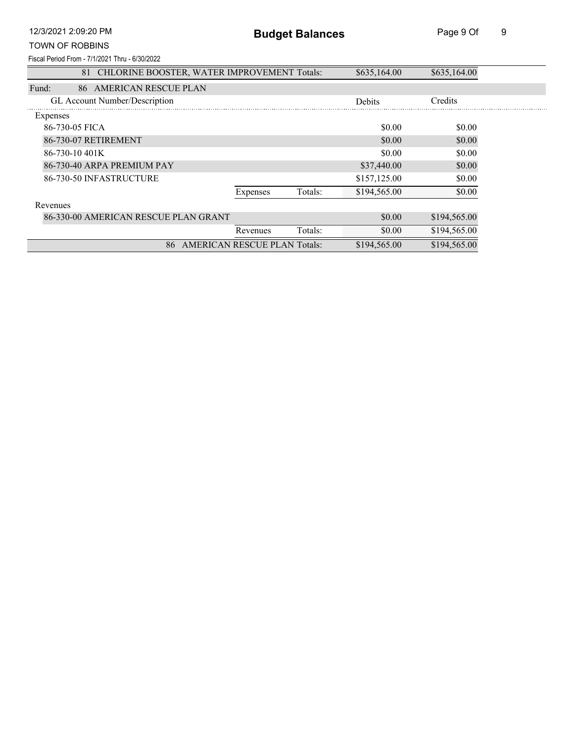| 81 CHLORINE BOOSTER, WATER IMPROVEMENT Totals: | | | $635,164.00 | $635,164.00 |
|---|---|---|---|---|

**Fund: 86 AMERICAN RESCUE PLAN**

| GL Account Number/Description | | | Debits | Credits |
|---|---|---|---|---|
| Expenses | | | | |
| 86-730-05 FICA | | | $0.00 | $0.00 |
| 86-730-07 RETIREMENT | | | $0.00 | $0.00 |
| 86-730-10 401K | | | $0.00 | $0.00 |
| 86-730-40 ARPA PREMIUM PAY | | | $37,440.00 | $0.00 |
| 86-730-50 INFASTRUCTURE | | | $157,125.00 | $0.00 |
| | Expenses | Totals: | $194,565.00 | $0.00 |
| Revenues | | | | |
| 86-330-00 AMERICAN RESCUE PLAN GRANT | | | $0.00 | $194,565.00 |
| | Revenues | Totals: | $0.00 | $194,565.00 |
| 86 AMERICAN RESCUE PLAN Totals: | | | $194,565.00 | $194,565.00 |